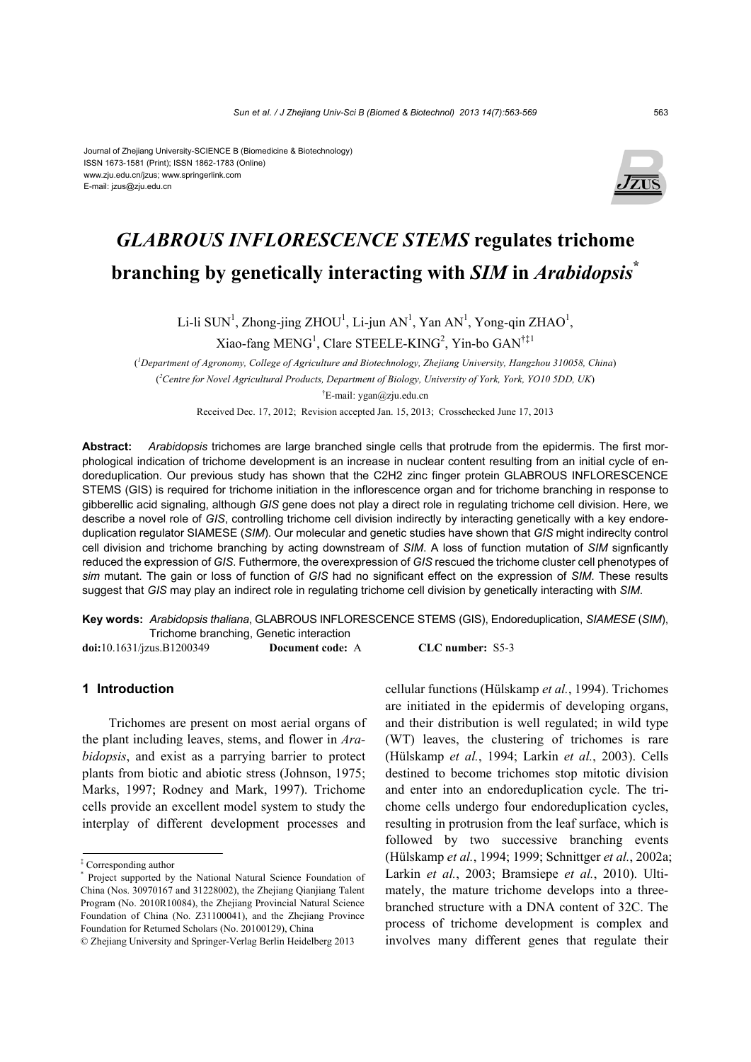Journal of Zhejiang University-SCIENCE B (Biomedicine & Biotechnology)
ISSN 1673-1581 (Print); ISSN 1862-1783 (Online)
www.zju.edu.cn/jzus; www.springerlink.com
E-mail: jzus@zju.edu.cn

# *GLABROUS INFLORESCENCE STEMS* regulates trichome branching by genetically interacting with *SIM* in *Arabidopsis*[*]

Li-li SUN[1], Zhong-jing ZHOU[1], Li-jun AN[1], Yan AN[1], Yong-qin ZHAO[1], Xiao-fang MENG[1], Clare STEELE-KING[2], Yin-bo GAN[†‡1]

([1]Department of Agronomy, College of Agriculture and Biotechnology, Zhejiang University, Hangzhou 310058, China)

([2]Centre for Novel Agricultural Products, Department of Biology, University of York, York, YO10 5DD, UK)

[†]E-mail: ygan@zju.edu.cn

Received Dec. 17, 2012; Revision accepted Jan. 15, 2013; Crosschecked June 17, 2013

**Abstract:** *Arabidopsis* trichomes are large branched single cells that protrude from the epidermis. The first morphological indication of trichome development is an increase in nuclear content resulting from an initial cycle of endoreduplication. Our previous study has shown that the C2H2 zinc finger protein GLABROUS INFLORESCENCE STEMS (GIS) is required for trichome initiation in the inflorescence organ and for trichome branching in response to gibberellic acid signaling, although *GIS* gene does not play a direct role in regulating trichome cell division. Here, we describe a novel role of *GIS*, controlling trichome cell division indirectly by interacting genetically with a key endoreduplication regulator SIAMESE (*SIM*). Our molecular and genetic studies have shown that *GIS* might indireclty control cell division and trichome branching by acting downstream of *SIM*. A loss of function mutation of *SIM* signficantly reduced the expression of *GIS*. Futhermore, the overexpression of *GIS* rescued the trichome cluster cell phenotypes of *sim* mutant. The gain or loss of function of *GIS* had no significant effect on the expression of *SIM*. These results suggest that *GIS* may play an indirect role in regulating trichome cell division by genetically interacting with *SIM*.

**Key words:** *Arabidopsis thaliana*, GLABROUS INFLORESCENCE STEMS (GIS), Endoreduplication, *SIAMESE* (*SIM*), Trichome branching, Genetic interaction

**doi:**10.1631/jzus.B1200349 **Document code:** A **CLC number:** S5-3

## 1 Introduction

Trichomes are present on most aerial organs of the plant including leaves, stems, and flower in *Arabidopsis*, and exist as a parrying barrier to protect plants from biotic and abiotic stress (Johnson, 1975; Marks, 1997; Rodney and Mark, 1997). Trichome cells provide an excellent model system to study the interplay of different development processes and cellular functions (Hülskamp *et al.*, 1994). Trichomes are initiated in the epidermis of developing organs, and their distribution is well regulated; in wild type (WT) leaves, the clustering of trichomes is rare (Hülskamp *et al.*, 1994; Larkin *et al.*, 2003). Cells destined to become trichomes stop mitotic division and enter into an endoreduplication cycle. The trichome cells undergo four endoreduplication cycles, resulting in protrusion from the leaf surface, which is followed by two successive branching events (Hülskamp *et al.*, 1994; 1999; Schnittger *et al.*, 2002a; Larkin *et al.*, 2003; Bramsiepe *et al.*, 2010). Ultimately, the mature trichome develops into a three-branched structure with a DNA content of 32C. The process of trichome development is complex and involves many different genes that regulate their

---

[‡] Corresponding author

[*] Project supported by the National Natural Science Foundation of China (Nos. 30970167 and 31228002), the Zhejiang Qianjiang Talent Program (No. 2010R10084), the Zhejiang Provincial Natural Science Foundation of China (No. Z31100041), and the Zhejiang Province Foundation for Returned Scholars (No. 20100129), China

© Zhejiang University and Springer-Verlag Berlin Heidelberg 2013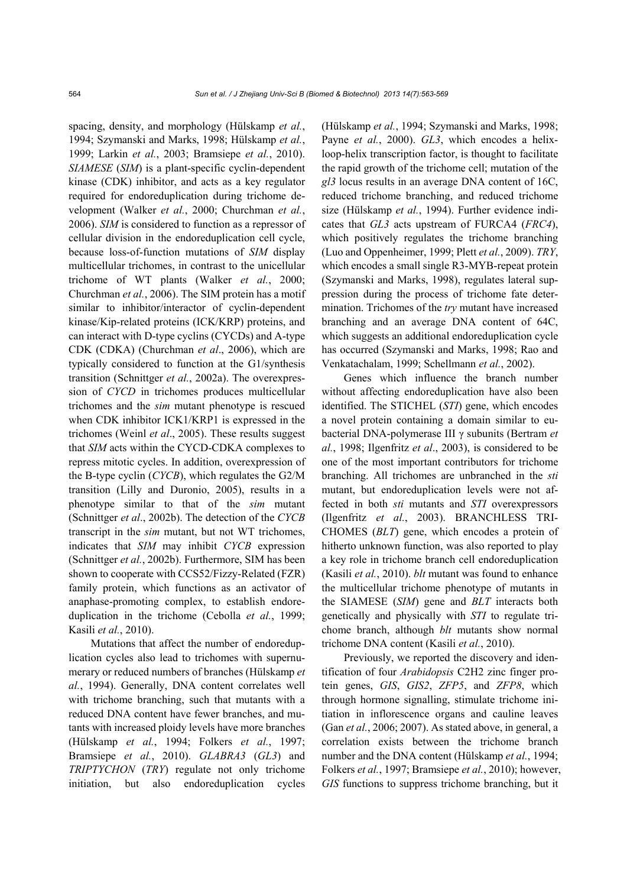spacing, density, and morphology (Hülskamp *et al.*, 1994; Szymanski and Marks, 1998; Hülskamp *et al.*, 1999; Larkin *et al.*, 2003; Bramsiepe *et al.*, 2010). *SIAMESE* (*SIM*) is a plant-specific cyclin-dependent kinase (CDK) inhibitor, and acts as a key regulator required for endoreduplication during trichome development (Walker *et al.*, 2000; Churchman *et al.*, 2006). *SIM* is considered to function as a repressor of cellular division in the endoreduplication cell cycle, because loss-of-function mutations of *SIM* display multicellular trichomes, in contrast to the unicellular trichome of WT plants (Walker *et al.*, 2000; Churchman *et al.*, 2006). The SIM protein has a motif similar to inhibitor/interactor of cyclin-dependent kinase/Kip-related proteins (ICK/KRP) proteins, and can interact with D-type cyclins (CYCDs) and A-type CDK (CDKA) (Churchman *et al*., 2006), which are typically considered to function at the G1/synthesis transition (Schnittger *et al.*, 2002a). The overexpression of *CYCD* in trichomes produces multicellular trichomes and the *sim* mutant phenotype is rescued when CDK inhibitor ICK1/KRP1 is expressed in the trichomes (Weinl *et al*., 2005). These results suggest that *SIM* acts within the CYCD-CDKA complexes to repress mitotic cycles. In addition, overexpression of the B-type cyclin (*CYCB*), which regulates the G2/M transition (Lilly and Duronio, 2005), results in a phenotype similar to that of the *sim* mutant (Schnittger *et al*., 2002b). The detection of the *CYCB* transcript in the *sim* mutant, but not WT trichomes, indicates that *SIM* may inhibit *CYCB* expression (Schnittger *et al.*, 2002b). Furthermore, SIM has been shown to cooperate with CCS52/Fizzy-Related (FZR) family protein, which functions as an activator of anaphase-promoting complex, to establish endoreduplication in the trichome (Cebolla *et al.*, 1999; Kasili *et al.*, 2010).

Mutations that affect the number of endoreduplication cycles also lead to trichomes with supernumerary or reduced numbers of branches (Hülskamp *et al.*, 1994). Generally, DNA content correlates well with trichome branching, such that mutants with a reduced DNA content have fewer branches, and mutants with increased ploidy levels have more branches (Hülskamp *et al.*, 1994; Folkers *et al.*, 1997; Bramsiepe *et al.*, 2010). *GLABRA3* (*GL3*) and *TRIPTYCHON* (*TRY*) regulate not only trichome initiation, but also endoreduplication cycles (Hülskamp *et al.*, 1994; Szymanski and Marks, 1998; Payne *et al.*, 2000). *GL3*, which encodes a helix-loop-helix transcription factor, is thought to facilitate the rapid growth of the trichome cell; mutation of the *gl3* locus results in an average DNA content of 16C, reduced trichome branching, and reduced trichome size (Hülskamp *et al.*, 1994). Further evidence indicates that *GL3* acts upstream of FURCA4 (*FRC4*), which positively regulates the trichome branching (Luo and Oppenheimer, 1999; Plett *et al.*, 2009). *TRY*, which encodes a small single R3-MYB-repeat protein (Szymanski and Marks, 1998), regulates lateral suppression during the process of trichome fate determination. Trichomes of the *try* mutant have increased branching and an average DNA content of 64C, which suggests an additional endoreduplication cycle has occurred (Szymanski and Marks, 1998; Rao and Venkatachalam, 1999; Schellmann *et al.*, 2002).

Genes which influence the branch number without affecting endoreduplication have also been identified. The STICHEL (*STI*) gene, which encodes a novel protein containing a domain similar to eubacterial DNA-polymerase III γ subunits (Bertram *et al.*, 1998; Ilgenfritz *et al*., 2003), is considered to be one of the most important contributors for trichome branching. All trichomes are unbranched in the *sti* mutant, but endoreduplication levels were not affected in both *sti* mutants and *STI* overexpressors (Ilgenfritz *et al.*, 2003). BRANCHLESS TRICHOMES (*BLT*) gene, which encodes a protein of hitherto unknown function, was also reported to play a key role in trichome branch cell endoreduplication (Kasili *et al.*, 2010). *blt* mutant was found to enhance the multicellular trichome phenotype of mutants in the SIAMESE (*SIM*) gene and *BLT* interacts both genetically and physically with *STI* to regulate trichome branch, although *blt* mutants show normal trichome DNA content (Kasili *et al.*, 2010).

Previously, we reported the discovery and identification of four *Arabidopsis* C2H2 zinc finger protein genes, *GIS*, *GIS2*, *ZFP5*, and *ZFP8*, which through hormone signalling, stimulate trichome initiation in inflorescence organs and cauline leaves (Gan *et al.*, 2006; 2007). As stated above, in general, a correlation exists between the trichome branch number and the DNA content (Hülskamp *et al.*, 1994; Folkers *et al.*, 1997; Bramsiepe *et al.*, 2010); however, *GIS* functions to suppress trichome branching, but it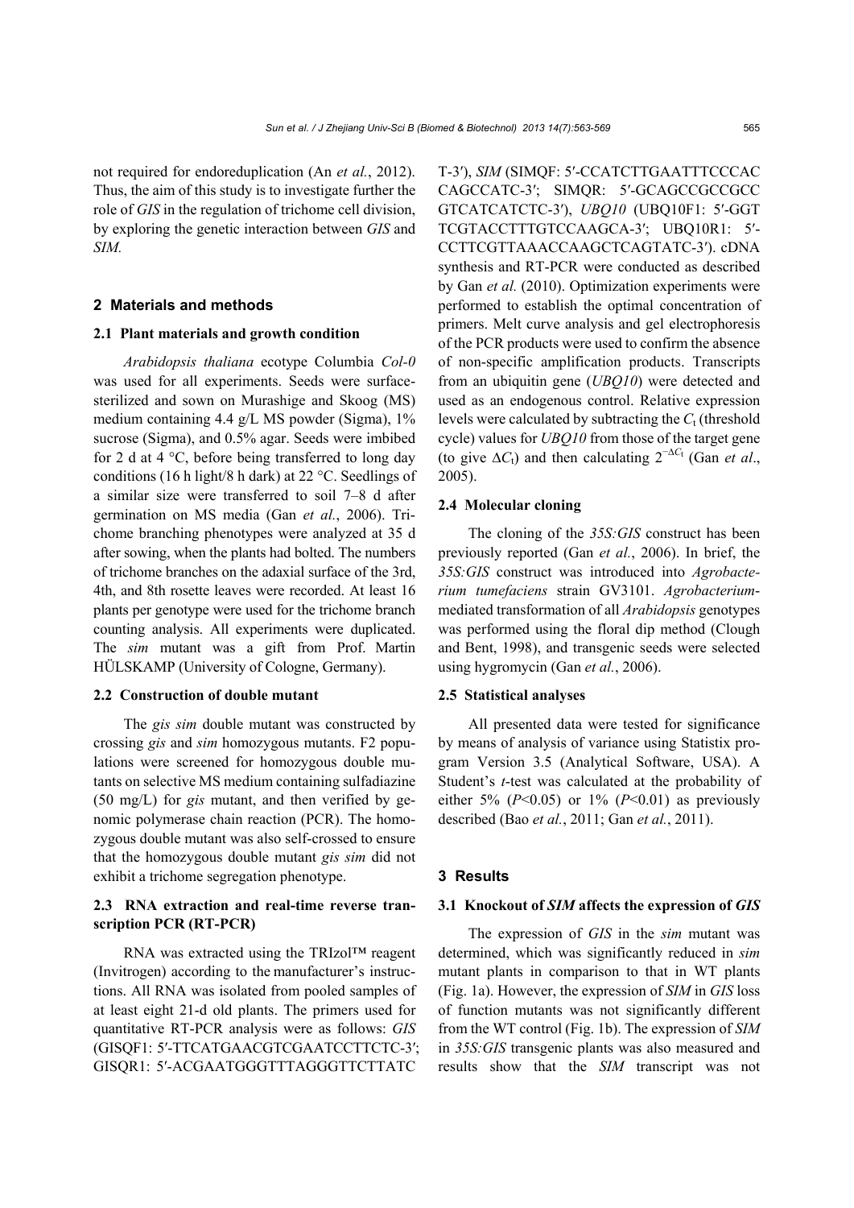not required for endoreduplication (An *et al.*, 2012). Thus, the aim of this study is to investigate further the role of *GIS* in the regulation of trichome cell division, by exploring the genetic interaction between *GIS* and *SIM*.

## 2 Materials and methods

### 2.1 Plant materials and growth condition

*Arabidopsis thaliana* ecotype Columbia *Col-0* was used for all experiments. Seeds were surface-sterilized and sown on Murashige and Skoog (MS) medium containing 4.4 g/L MS powder (Sigma), 1% sucrose (Sigma), and 0.5% agar. Seeds were imbibed for 2 d at 4 °C, before being transferred to long day conditions (16 h light/8 h dark) at 22 °C. Seedlings of a similar size were transferred to soil 7–8 d after germination on MS media (Gan *et al.*, 2006). Trichome branching phenotypes were analyzed at 35 d after sowing, when the plants had bolted. The numbers of trichome branches on the adaxial surface of the 3rd, 4th, and 8th rosette leaves were recorded. At least 16 plants per genotype were used for the trichome branch counting analysis. All experiments were duplicated. The *sim* mutant was a gift from Prof. Martin HÜLSKAMP (University of Cologne, Germany).

### 2.2 Construction of double mutant

The *gis sim* double mutant was constructed by crossing *gis* and *sim* homozygous mutants. F2 populations were screened for homozygous double mutants on selective MS medium containing sulfadiazine (50 mg/L) for *gis* mutant, and then verified by genomic polymerase chain reaction (PCR). The homozygous double mutant was also self-crossed to ensure that the homozygous double mutant *gis sim* did not exhibit a trichome segregation phenotype.

### 2.3 RNA extraction and real-time reverse transcription PCR (RT-PCR)

RNA was extracted using the TRIzol™ reagent (Invitrogen) according to the manufacturer's instructions. All RNA was isolated from pooled samples of at least eight 21-d old plants. The primers used for quantitative RT-PCR analysis were as follows: *GIS* (GISQF1: 5′-TTCATGAACGTCGAATCCTTCTC-3′; GISQR1: 5′-ACGAATGGGTTTAGGGTTCTTATCT-3′), *SIM* (SIMQF: 5′-CCATCTTGAATTTCCCACCAGCCATC-3′; SIMQR: 5′-GCAGCCGCCGCCGTCATCATCTC-3′), *UBQ10* (UBQ10F1: 5′-GGTTCGTACCTTTGTCCAAGCA-3′; UBQ10R1: 5′-CCTTCGTTAAACCAAGCTCAGTATC-3′). cDNA synthesis and RT-PCR were conducted as described by Gan *et al.* (2010). Optimization experiments were performed to establish the optimal concentration of primers. Melt curve analysis and gel electrophoresis of the PCR products were used to confirm the absence of non-specific amplification products. Transcripts from an ubiquitin gene (*UBQ10*) were detected and used as an endogenous control. Relative expression levels were calculated by subtracting the $C_t$ (threshold cycle) values for *UBQ10* from those of the target gene (to give $\Delta C_t$) and then calculating $2^{-\Delta C_t}$ (Gan *et al.*, 2005).

### 2.4 Molecular cloning

The cloning of the *35S:GIS* construct has been previously reported (Gan *et al.*, 2006). In brief, the *35S:GIS* construct was introduced into *Agrobacterium tumefaciens* strain GV3101. *Agrobacterium*-mediated transformation of all *Arabidopsis* genotypes was performed using the floral dip method (Clough and Bent, 1998), and transgenic seeds were selected using hygromycin (Gan *et al.*, 2006).

### 2.5 Statistical analyses

All presented data were tested for significance by means of analysis of variance using Statistix program Version 3.5 (Analytical Software, USA). A Student's *t*-test was calculated at the probability of either 5% ($P<0.05$) or 1% ($P<0.01$) as previously described (Bao *et al.*, 2011; Gan *et al.*, 2011).

## 3 Results

### 3.1 Knockout of *SIM* affects the expression of *GIS*

The expression of *GIS* in the *sim* mutant was determined, which was significantly reduced in *sim* mutant plants in comparison to that in WT plants (Fig. 1a). However, the expression of *SIM* in *GIS* loss of function mutants was not significantly different from the WT control (Fig. 1b). The expression of *SIM* in *35S:GIS* transgenic plants was also measured and results show that the *SIM* transcript was not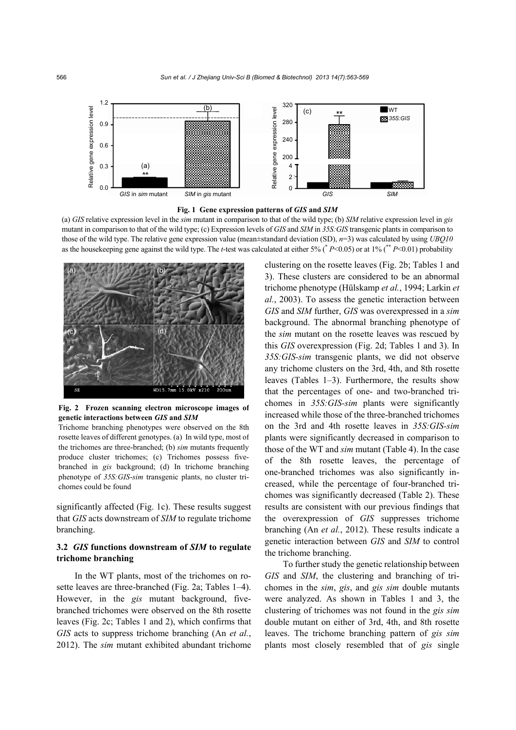**Fig. 1 Gene expression patterns of *GIS* and *SIM***

(a) *GIS* relative expression level in the *sim* mutant in comparison to that of the wild type; (b) *SIM* relative expression level in *gis* mutant in comparison to that of the wild type; (c) Expression levels of *GIS* and *SIM* in *35S:GIS* transgenic plants in comparison to those of the wild type. The relative gene expression value (mean±standard deviation (SD), $n$=3) was calculated by using *UBQ10* as the housekeeping gene against the wild type. The $t$-test was calculated at either 5% (* $P$<0.05) or at 1% (** $P$<0.01) probability

**Fig. 2 Frozen scanning electron microscope images of genetic interactions between *GIS* and *SIM***

Trichome branching phenotypes were observed on the 8th rosette leaves of different genotypes. (a) In wild type, most of the trichomes are three-branched; (b) *sim* mutants frequently produce cluster trichomes; (c) Trichomes possess five-branched in *gis* background; (d) In trichome branching phenotype of *35S:GIS-sim* transgenic plants, no cluster trichomes could be found

significantly affected (Fig. 1c). These results suggest that *GIS* acts downstream of *SIM* to regulate trichome branching.

### 3.2 *GIS* functions downstream of *SIM* to regulate trichome branching

In the WT plants, most of the trichomes on rosette leaves are three-branched (Fig. 2a; Tables 1–4). However, in the *gis* mutant background, five-branched trichomes were observed on the 8th rosette leaves (Fig. 2c; Tables 1 and 2), which confirms that *GIS* acts to suppress trichome branching (An *et al.*, 2012). The *sim* mutant exhibited abundant trichome clustering on the rosette leaves (Fig. 2b; Tables 1 and 3). These clusters are considered to be an abnormal trichome phenotype (Hülskamp *et al.*, 1994; Larkin *et al.*, 2003). To assess the genetic interaction between *GIS* and *SIM* further, *GIS* was overexpressed in a *sim* background. The abnormal branching phenotype of the *sim* mutant on the rosette leaves was rescued by this *GIS* overexpression (Fig. 2d; Tables 1 and 3). In *35S:GIS-sim* transgenic plants, we did not observe any trichome clusters on the 3rd, 4th, and 8th rosette leaves (Tables 1–3). Furthermore, the results show that the percentages of one- and two-branched trichomes in *35S:GIS-sim* plants were significantly increased while those of the three-branched trichomes on the 3rd and 4th rosette leaves in *35S:GIS-sim* plants were significantly decreased in comparison to those of the WT and *sim* mutant (Table 4). In the case of the 8th rosette leaves, the percentage of one-branched trichomes was also significantly increased, while the percentage of four-branched trichomes was significantly decreased (Table 2). These results are consistent with our previous findings that the overexpression of *GIS* suppresses trichome branching (An *et al.*, 2012). These results indicate a genetic interaction between *GIS* and *SIM* to control the trichome branching.

To further study the genetic relationship between *GIS* and *SIM*, the clustering and branching of trichomes in the *sim*, *gis*, and *gis sim* double mutants were analyzed. As shown in Tables 1 and 3, the clustering of trichomes was not found in the *gis sim* double mutant on either of 3rd, 4th, and 8th rosette leaves. The trichome branching pattern of *gis sim* plants most closely resembled that of *gis* single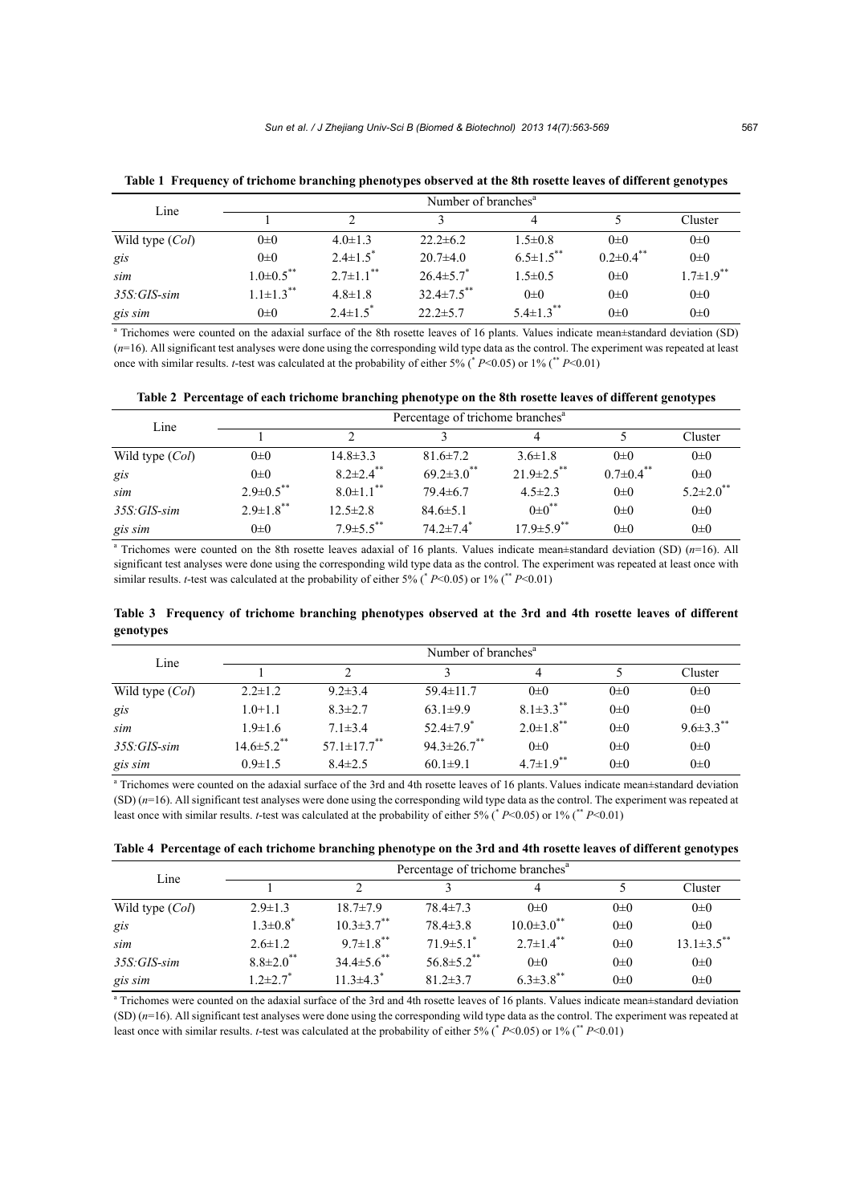**Table 1 Frequency of trichome branching phenotypes observed at the 8th rosette leaves of different genotypes**

| Line | Number of branches[a] | | | | | |
|---|---|---|---|---|---|---|
| | 1 | 2 | 3 | 4 | 5 | Cluster |
| Wild type (*Col*) | 0±0 | 4.0±1.3 | 22.2±6.2 | 1.5±0.8 | 0±0 | 0±0 |
| *gis* | 0±0 | 2.4±1.5[*] | 20.7±4.0 | 6.5±1.5[**] | 0.2±0.4[**] | 0±0 |
| *sim* | 1.0±0.5[**] | 2.7±1.1[**] | 26.4±5.7[*] | 1.5±0.5 | 0±0 | 1.7±1.9[**] |
| *35S:GIS-sim* | 1.1±1.3[**] | 4.8±1.8 | 32.4±7.5[**] | 0±0 | 0±0 | 0±0 |
| *gis sim* | 0±0 | 2.4±1.5[*] | 22.2±5.7 | 5.4±1.3[**] | 0±0 | 0±0 |

[a] Trichomes were counted on the adaxial surface of the 8th rosette leaves of 16 plants. Values indicate mean±standard deviation (SD) ($n$=16). All significant test analyses were done using the corresponding wild type data as the control. The experiment was repeated at least once with similar results. $t$-test was calculated at the probability of either 5% (* $P$<0.05) or 1% (** $P$<0.01)

**Table 2 Percentage of each trichome branching phenotype on the 8th rosette leaves of different genotypes**

| Line | Percentage of trichome branches[a] | | | | | |
|---|---|---|---|---|---|---|
| | 1 | 2 | 3 | 4 | 5 | Cluster |
| Wild type (*Col*) | 0±0 | 14.8±3.3 | 81.6±7.2 | 3.6±1.8 | 0±0 | 0±0 |
| *gis* | 0±0 | 8.2±2.4[**] | 69.2±3.0[**] | 21.9±2.5[**] | 0.7±0.4[**] | 0±0 |
| *sim* | 2.9±0.5[**] | 8.0±1.1[**] | 79.4±6.7 | 4.5±2.3 | 0±0 | 5.2±2.0[**] |
| *35S:GIS-sim* | 2.9±1.8[**] | 12.5±2.8 | 84.6±5.1 | 0±0[**] | 0±0 | 0±0 |
| *gis sim* | 0±0 | 7.9±5.5[**] | 74.2±7.4[*] | 17.9±5.9[**] | 0±0 | 0±0 |

[a] Trichomes were counted on the 8th rosette leaves adaxial of 16 plants. Values indicate mean±standard deviation (SD) ($n$=16). All significant test analyses were done using the corresponding wild type data as the control. The experiment was repeated at least once with similar results. $t$-test was calculated at the probability of either 5% (* $P$<0.05) or 1% (** $P$<0.01)

**Table 3 Frequency of trichome branching phenotypes observed at the 3rd and 4th rosette leaves of different genotypes**

| Line | Number of branches[a] | | | | | |
|---|---|---|---|---|---|---|
| | 1 | 2 | 3 | 4 | 5 | Cluster |
| Wild type (*Col*) | 2.2±1.2 | 9.2±3.4 | 59.4±11.7 | 0±0 | 0±0 | 0±0 |
| *gis* | 1.0+1.1 | 8.3±2.7 | 63.1±9.9 | 8.1±3.3[**] | 0±0 | 0±0 |
| *sim* | 1.9±1.6 | 7.1±3.4 | 52.4±7.9[*] | 2.0±1.8[**] | 0±0 | 9.6±3.3[**] |
| *35S:GIS-sim* | 14.6±5.2[**] | 57.1±17.7[**] | 94.3±26.7[**] | 0±0 | 0±0 | 0±0 |
| *gis sim* | 0.9±1.5 | 8.4±2.5 | 60.1±9.1 | 4.7±1.9[**] | 0±0 | 0±0 |

[a] Trichomes were counted on the adaxial surface of the 3rd and 4th rosette leaves of 16 plants. Values indicate mean±standard deviation (SD) ($n$=16). All significant test analyses were done using the corresponding wild type data as the control. The experiment was repeated at least once with similar results. $t$-test was calculated at the probability of either 5% (* $P$<0.05) or 1% (** $P$<0.01)

**Table 4 Percentage of each trichome branching phenotype on the 3rd and 4th rosette leaves of different genotypes**

| Line | Percentage of trichome branches[a] | | | | | |
|---|---|---|---|---|---|---|
| | 1 | 2 | 3 | 4 | 5 | Cluster |
| Wild type (*Col*) | 2.9±1.3 | 18.7±7.9 | 78.4±7.3 | 0±0 | 0±0 | 0±0 |
| *gis* | 1.3±0.8[*] | 10.3±3.7[**] | 78.4±3.8 | 10.0±3.0[**] | 0±0 | 0±0 |
| *sim* | 2.6±1.2 | 9.7±1.8[**] | 71.9±5.1[*] | 2.7±1.4[**] | 0±0 | 13.1±3.5[**] |
| *35S:GIS-sim* | 8.8±2.0[**] | 34.4±5.6[**] | 56.8±5.2[**] | 0±0 | 0±0 | 0±0 |
| *gis sim* | 1.2±2.7[*] | 11.3±4.3[*] | 81.2±3.7 | 6.3±3.8[**] | 0±0 | 0±0 |

[a] Trichomes were counted on the adaxial surface of the 3rd and 4th rosette leaves of 16 plants. Values indicate mean±standard deviation (SD) ($n$=16). All significant test analyses were done using the corresponding wild type data as the control. The experiment was repeated at least once with similar results. $t$-test was calculated at the probability of either 5% (* $P$<0.05) or 1% (** $P$<0.01)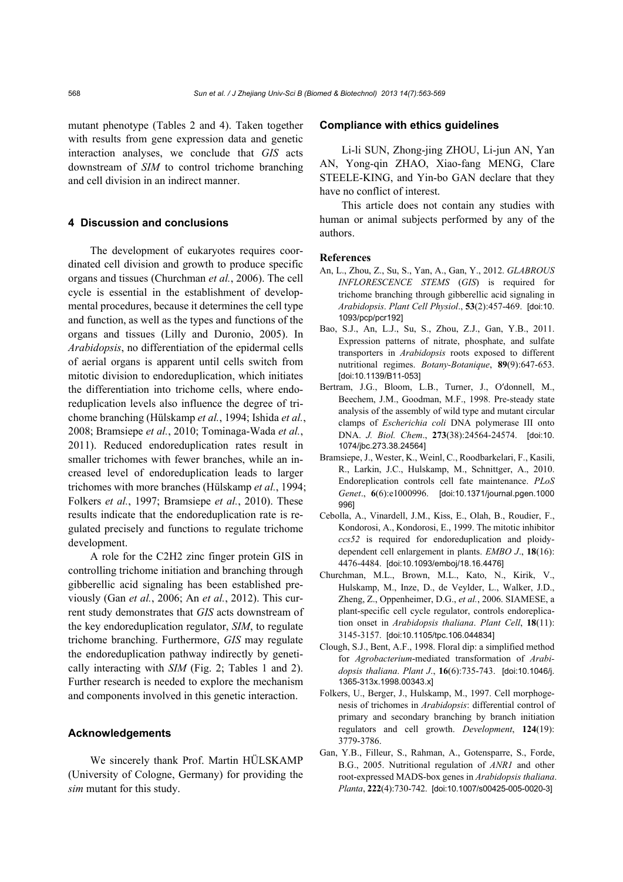mutant phenotype (Tables 2 and 4). Taken together with results from gene expression data and genetic interaction analyses, we conclude that *GIS* acts downstream of *SIM* to control trichome branching and cell division in an indirect manner.

## 4 Discussion and conclusions

The development of eukaryotes requires coordinated cell division and growth to produce specific organs and tissues (Churchman *et al.*, 2006). The cell cycle is essential in the establishment of developmental procedures, because it determines the cell type and function, as well as the types and functions of the organs and tissues (Lilly and Duronio, 2005). In *Arabidopsis*, no differentiation of the epidermal cells of aerial organs is apparent until cells switch from mitotic division to endoreduplication, which initiates the differentiation into trichome cells, where endoreduplication levels also influence the degree of trichome branching (Hülskamp *et al.*, 1994; Ishida *et al.*, 2008; Bramsiepe *et al.*, 2010; Tominaga-Wada *et al.*, 2011). Reduced endoreduplication rates result in smaller trichomes with fewer branches, while an increased level of endoreduplication leads to larger trichomes with more branches (Hülskamp *et al.*, 1994; Folkers *et al.*, 1997; Bramsiepe *et al.*, 2010). These results indicate that the endoreduplication rate is regulated precisely and functions to regulate trichome development.

A role for the C2H2 zinc finger protein GIS in controlling trichome initiation and branching through gibberellic acid signaling has been established previously (Gan *et al.*, 2006; An *et al.*, 2012). This current study demonstrates that *GIS* acts downstream of the key endoreduplication regulator, *SIM*, to regulate trichome branching. Furthermore, *GIS* may regulate the endoreduplication pathway indirectly by genetically interacting with *SIM* (Fig. 2; Tables 1 and 2). Further research is needed to explore the mechanism and components involved in this genetic interaction.

## Acknowledgements

We sincerely thank Prof. Martin HÜLSKAMP (University of Cologne, Germany) for providing the *sim* mutant for this study.

## Compliance with ethics guidelines

Li-li SUN, Zhong-jing ZHOU, Li-jun AN, Yan AN, Yong-qin ZHAO, Xiao-fang MENG, Clare STEELE-KING, and Yin-bo GAN declare that they have no conflict of interest.

This article does not contain any studies with human or animal subjects performed by any of the authors.

## References

An, L., Zhou, Z., Su, S., Yan, A., Gan, Y., 2012. *GLABROUS INFLORESCENCE STEMS* (*GIS*) is required for trichome branching through gibberellic acid signaling in *Arabidopsis*. *Plant Cell Physiol*., **53**(2):457-469. [doi:10.1093/pcp/pcr192]

Bao, S.J., An, L.J., Su, S., Zhou, Z.J., Gan, Y.B., 2011. Expression patterns of nitrate, phosphate, and sulfate transporters in *Arabidopsis* roots exposed to different nutritional regimes. *Botany-Botanique*, **89**(9):647-653. [doi:10.1139/B11-053]

Bertram, J.G., Bloom, L.B., Turner, J., O′donnell, M., Beechem, J.M., Goodman, M.F., 1998. Pre-steady state analysis of the assembly of wild type and mutant circular clamps of *Escherichia coli* DNA polymerase III onto DNA. *J. Biol. Chem*., **273**(38):24564-24574. [doi:10.1074/jbc.273.38.24564]

Bramsiepe, J., Wester, K., Weinl, C., Roodbarkelari, F., Kasili, R., Larkin, J.C., Hulskamp, M., Schnittger, A., 2010. Endoreplication controls cell fate maintenance. *PLoS Genet*., **6**(6):e1000996. [doi:10.1371/journal.pgen.1000996]

Cebolla, A., Vinardell, J.M., Kiss, E., Olah, B., Roudier, F., Kondorosi, A., Kondorosi, E., 1999. The mitotic inhibitor *ccs52* is required for endoreduplication and ploidy-dependent cell enlargement in plants. *EMBO J*., **18**(16): 4476-4484. [doi:10.1093/emboj/18.16.4476]

Churchman, M.L., Brown, M.L., Kato, N., Kirik, V., Hulskamp, M., Inze, D., de Veylder, L., Walker, J.D., Zheng, Z., Oppenheimer, D.G., *et al.*, 2006. SIAMESE, a plant-specific cell cycle regulator, controls endoreplication onset in *Arabidopsis thaliana*. *Plant Cell*, **18**(11): 3145-3157. [doi:10.1105/tpc.106.044834]

Clough, S.J., Bent, A.F., 1998. Floral dip: a simplified method for *Agrobacterium*-mediated transformation of *Arabidopsis thaliana*. *Plant J*., **16**(6):735-743. [doi:10.1046/j.1365-313x.1998.00343.x]

Folkers, U., Berger, J., Hulskamp, M., 1997. Cell morphogenesis of trichomes in *Arabidopsis*: differential control of primary and secondary branching by branch initiation regulators and cell growth. *Development*, **124**(19): 3779-3786.

Gan, Y.B., Filleur, S., Rahman, A., Gotensparre, S., Forde, B.G., 2005. Nutritional regulation of *ANR1* and other root-expressed MADS-box genes in *Arabidopsis thaliana*. *Planta*, **222**(4):730-742. [doi:10.1007/s00425-005-0020-3]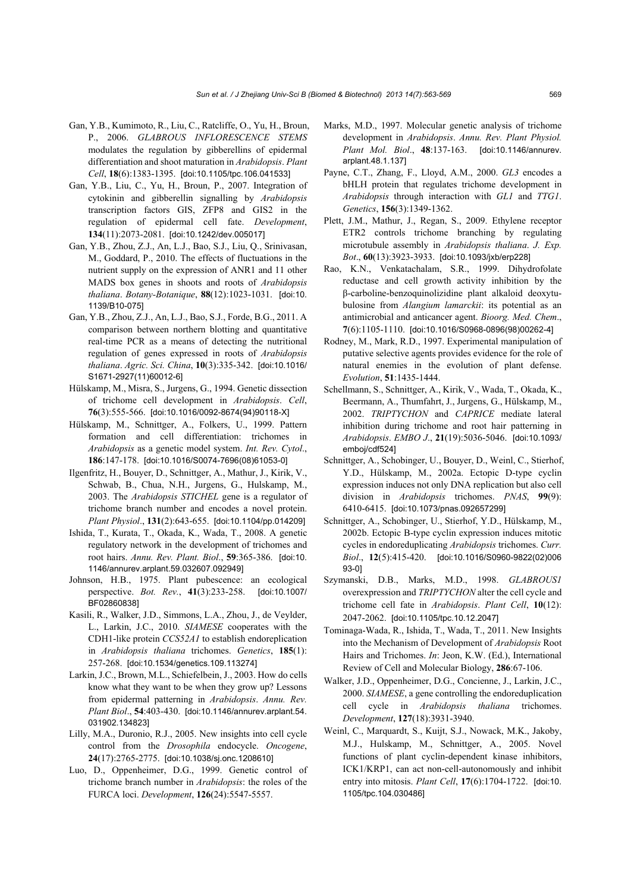Gan, Y.B., Kumimoto, R., Liu, C., Ratcliffe, O., Yu, H., Broun, P., 2006. *GLABROUS INFLORESCENCE STEMS* modulates the regulation by gibberellins of epidermal differentiation and shoot maturation in *Arabidopsis*. *Plant Cell*, **18**(6):1383-1395. [doi:10.1105/tpc.106.041533]

Gan, Y.B., Liu, C., Yu, H., Broun, P., 2007. Integration of cytokinin and gibberellin signalling by *Arabidopsis* transcription factors GIS, ZFP8 and GIS2 in the regulation of epidermal cell fate. *Development*, **134**(11):2073-2081. [doi:10.1242/dev.005017]

Gan, Y.B., Zhou, Z.J., An, L.J., Bao, S.J., Liu, Q., Srinivasan, M., Goddard, P., 2010. The effects of fluctuations in the nutrient supply on the expression of ANR1 and 11 other MADS box genes in shoots and roots of *Arabidopsis thaliana*. *Botany-Botanique*, **88**(12):1023-1031. [doi:10.1139/B10-075]

Gan, Y.B., Zhou, Z.J., An, L.J., Bao, S.J., Forde, B.G., 2011. A comparison between northern blotting and quantitative real-time PCR as a means of detecting the nutritional regulation of genes expressed in roots of *Arabidopsis thaliana*. *Agric. Sci. China*, **10**(3):335-342. [doi:10.1016/S1671-2927(11)60012-6]

Hülskamp, M., Misra, S., Jurgens, G., 1994. Genetic dissection of trichome cell development in *Arabidopsis*. *Cell*, **76**(3):555-566. [doi:10.1016/0092-8674(94)90118-X]

Hülskamp, M., Schnittger, A., Folkers, U., 1999. Pattern formation and cell differentiation: trichomes in *Arabidopsis* as a genetic model system. *Int. Rev. Cytol*., **186**:147-178. [doi:10.1016/S0074-7696(08)61053-0]

Ilgenfritz, H., Bouyer, D., Schnittger, A., Mathur, J., Kirik, V., Schwab, B., Chua, N.H., Jurgens, G., Hulskamp, M., 2003. The *Arabidopsis STICHEL* gene is a regulator of trichome branch number and encodes a novel protein. *Plant Physiol*., **131**(2):643-655. [doi:10.1104/pp.014209]

Ishida, T., Kurata, T., Okada, K., Wada, T., 2008. A genetic regulatory network in the development of trichomes and root hairs. *Annu. Rev. Plant. Biol*., **59**:365-386. [doi:10.1146/annurev.arplant.59.032607.092949]

Johnson, H.B., 1975. Plant pubescence: an ecological perspective. *Bot. Rev.*, **41**(3):233-258. [doi:10.1007/BF02860838]

Kasili, R., Walker, J.D., Simmons, L.A., Zhou, J., de Veylder, L., Larkin, J.C., 2010. *SIAMESE* cooperates with the CDH1-like protein *CCS52A1* to establish endoreplication in *Arabidopsis thaliana* trichomes. *Genetics*, **185**(1): 257-268. [doi:10.1534/genetics.109.113274]

Larkin, J.C., Brown, M.L., Schiefelbein, J., 2003. How do cells know what they want to be when they grow up? Lessons from epidermal patterning in *Arabidopsis*. *Annu. Rev. Plant Biol*., **54**:403-430. [doi:10.1146/annurev.arplant.54.031902.134823]

Lilly, M.A., Duronio, R.J., 2005. New insights into cell cycle control from the *Drosophila* endocycle. *Oncogene*, **24**(17):2765-2775. [doi:10.1038/sj.onc.1208610]

Luo, D., Oppenheimer, D.G., 1999. Genetic control of trichome branch number in *Arabidopsis*: the roles of the FURCA loci. *Development*, **126**(24):5547-5557.

Marks, M.D., 1997. Molecular genetic analysis of trichome development in *Arabidopsis*. *Annu. Rev. Plant Physiol. Plant Mol. Biol*., **48**:137-163. [doi:10.1146/annurev.arplant.48.1.137]

Payne, C.T., Zhang, F., Lloyd, A.M., 2000. *GL3* encodes a bHLH protein that regulates trichome development in *Arabidopsis* through interaction with *GL1* and *TTG1*. *Genetics*, **156**(3):1349-1362.

Plett, J.M., Mathur, J., Regan, S., 2009. Ethylene receptor ETR2 controls trichome branching by regulating microtubule assembly in *Arabidopsis thaliana*. *J. Exp. Bot*., **60**(13):3923-3933. [doi:10.1093/jxb/erp228]

Rao, K.N., Venkatachalam, S.R., 1999. Dihydrofolate reductase and cell growth activity inhibition by the β-carboline-benzoquinolizidine plant alkaloid deoxytubulosine from *Alangium lamarckii*: its potential as an antimicrobial and anticancer agent. *Bioorg. Med. Chem*., **7**(6):1105-1110. [doi:10.1016/S0968-0896(98)00262-4]

Rodney, M., Mark, R.D., 1997. Experimental manipulation of putative selective agents provides evidence for the role of natural enemies in the evolution of plant defense. *Evolution*, **51**:1435-1444.

Schellmann, S., Schnittger, A., Kirik, V., Wada, T., Okada, K., Beermann, A., Thumfahrt, J., Jurgens, G., Hülskamp, M., 2002. *TRIPTYCHON* and *CAPRICE* mediate lateral inhibition during trichome and root hair patterning in *Arabidopsis*. *EMBO J*., **21**(19):5036-5046. [doi:10.1093/emboj/cdf524]

Schnittger, A., Schobinger, U., Bouyer, D., Weinl, C., Stierhof, Y.D., Hülskamp, M., 2002a. Ectopic D-type cyclin expression induces not only DNA replication but also cell division in *Arabidopsis* trichomes. *PNAS*, **99**(9): 6410-6415. [doi:10.1073/pnas.092657299]

Schnittger, A., Schobinger, U., Stierhof, Y.D., Hülskamp, M., 2002b. Ectopic B-type cyclin expression induces mitotic cycles in endoreduplicating *Arabidopsis* trichomes. *Curr. Biol*., **12**(5):415-420. [doi:10.1016/S0960-9822(02)00693-0]

Szymanski, D.B., Marks, M.D., 1998. *GLABROUS1* overexpression and *TRIPTYCHON* alter the cell cycle and trichome cell fate in *Arabidopsis*. *Plant Cell*, **10**(12): 2047-2062. [doi:10.1105/tpc.10.12.2047]

Tominaga-Wada, R., Ishida, T., Wada, T., 2011. New Insights into the Mechanism of Development of *Arabidopsis* Root Hairs and Trichomes. *In*: Jeon, K.W. (Ed.), International Review of Cell and Molecular Biology, **286**:67-106.

Walker, J.D., Oppenheimer, D.G., Concienne, J., Larkin, J.C., 2000. *SIAMESE*, a gene controlling the endoreduplication cell cycle in *Arabidopsis thaliana* trichomes. *Development*, **127**(18):3931-3940.

Weinl, C., Marquardt, S., Kuijt, S.J., Nowack, M.K., Jakoby, M.J., Hulskamp, M., Schnittger, A., 2005. Novel functions of plant cyclin-dependent kinase inhibitors, ICK1/KRP1, can act non-cell-autonomously and inhibit entry into mitosis. *Plant Cell*, **17**(6):1704-1722. [doi:10.1105/tpc.104.030486]